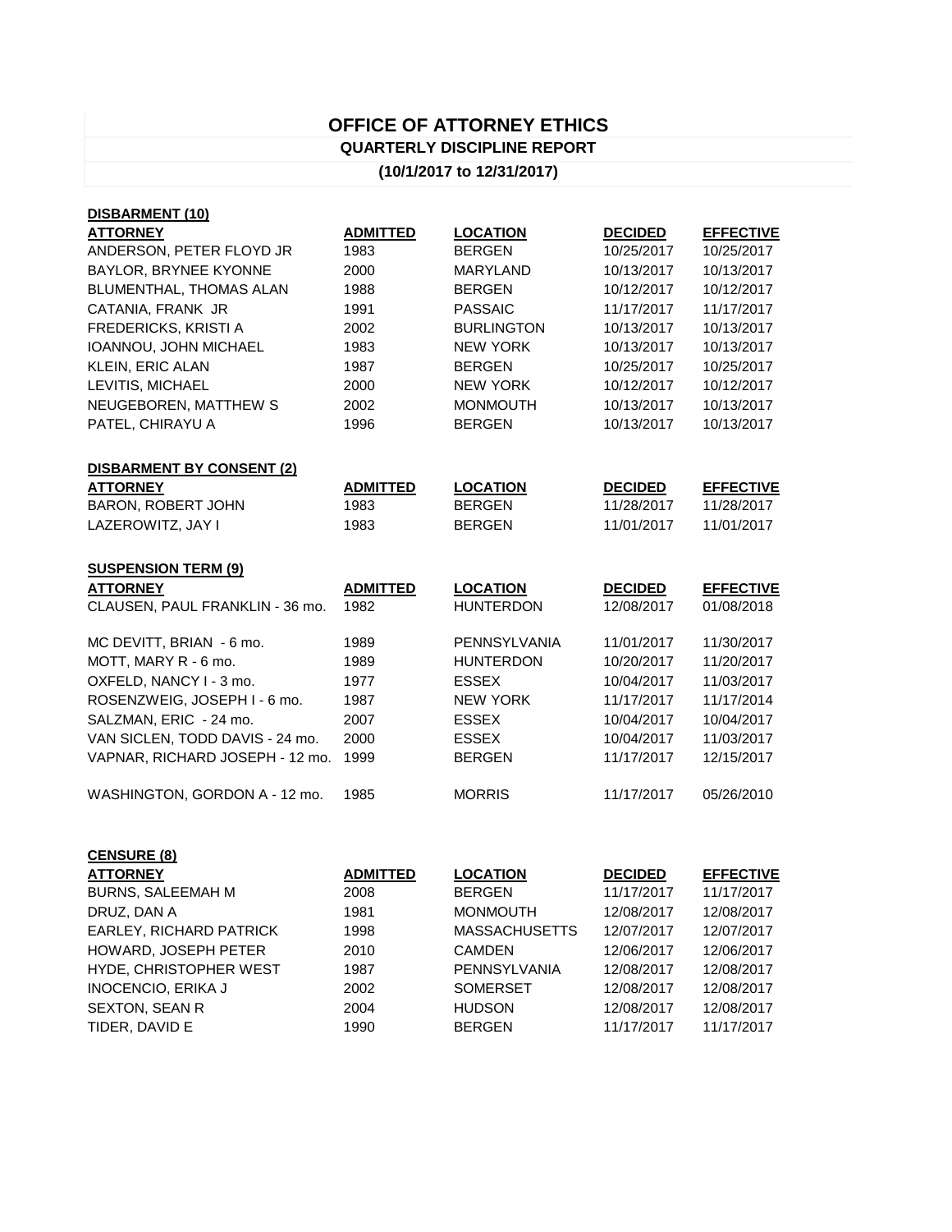# OFFICE OF ATTORNEY ETHICS

## QUARTERLY DISCIPLINE REPORT

### (10/1/2017 to 12/31/2017)

**DISBARMENT (10)**

| ATTORNEY | ADMITTED | LOCATION | DECIDED | EFFECTIVE |
|---|---|---|---|---|
| ANDERSON, PETER FLOYD JR | 1983 | BERGEN | 10/25/2017 | 10/25/2017 |
| BAYLOR, BRYNEE KYONNE | 2000 | MARYLAND | 10/13/2017 | 10/13/2017 |
| BLUMENTHAL, THOMAS ALAN | 1988 | BERGEN | 10/12/2017 | 10/12/2017 |
| CATANIA, FRANK JR | 1991 | PASSAIC | 11/17/2017 | 11/17/2017 |
| FREDERICKS, KRISTI A | 2002 | BURLINGTON | 10/13/2017 | 10/13/2017 |
| IOANNOU, JOHN MICHAEL | 1983 | NEW YORK | 10/13/2017 | 10/13/2017 |
| KLEIN, ERIC ALAN | 1987 | BERGEN | 10/25/2017 | 10/25/2017 |
| LEVITIS, MICHAEL | 2000 | NEW YORK | 10/12/2017 | 10/12/2017 |
| NEUGEBOREN, MATTHEW S | 2002 | MONMOUTH | 10/13/2017 | 10/13/2017 |
| PATEL, CHIRAYU A | 1996 | BERGEN | 10/13/2017 | 10/13/2017 |

**DISBARMENT BY CONSENT (2)**

| ATTORNEY | ADMITTED | LOCATION | DECIDED | EFFECTIVE |
|---|---|---|---|---|
| BARON, ROBERT JOHN | 1983 | BERGEN | 11/28/2017 | 11/28/2017 |
| LAZEROWITZ, JAY I | 1983 | BERGEN | 11/01/2017 | 11/01/2017 |

**SUSPENSION TERM (9)**

| ATTORNEY | ADMITTED | LOCATION | DECIDED | EFFECTIVE |
|---|---|---|---|---|
| CLAUSEN, PAUL FRANKLIN - 36 mo. | 1982 | HUNTERDON | 12/08/2017 | 01/08/2018 |
| MC DEVITT, BRIAN - 6 mo. | 1989 | PENNSYLVANIA | 11/01/2017 | 11/30/2017 |
| MOTT, MARY R - 6 mo. | 1989 | HUNTERDON | 10/20/2017 | 11/20/2017 |
| OXFELD, NANCY I - 3 mo. | 1977 | ESSEX | 10/04/2017 | 11/03/2017 |
| ROSENZWEIG, JOSEPH I - 6 mo. | 1987 | NEW YORK | 11/17/2017 | 11/17/2014 |
| SALZMAN, ERIC - 24 mo. | 2007 | ESSEX | 10/04/2017 | 10/04/2017 |
| VAN SICLEN, TODD DAVIS - 24 mo. | 2000 | ESSEX | 10/04/2017 | 11/03/2017 |
| VAPNAR, RICHARD JOSEPH - 12 mo. | 1999 | BERGEN | 11/17/2017 | 12/15/2017 |
| WASHINGTON, GORDON A - 12 mo. | 1985 | MORRIS | 11/17/2017 | 05/26/2010 |

**CENSURE (8)**

| ATTORNEY | ADMITTED | LOCATION | DECIDED | EFFECTIVE |
|---|---|---|---|---|
| BURNS, SALEEMAH M | 2008 | BERGEN | 11/17/2017 | 11/17/2017 |
| DRUZ, DAN A | 1981 | MONMOUTH | 12/08/2017 | 12/08/2017 |
| EARLEY, RICHARD PATRICK | 1998 | MASSACHUSETTS | 12/07/2017 | 12/07/2017 |
| HOWARD, JOSEPH PETER | 2010 | CAMDEN | 12/06/2017 | 12/06/2017 |
| HYDE, CHRISTOPHER WEST | 1987 | PENNSYLVANIA | 12/08/2017 | 12/08/2017 |
| INOCENCIO, ERIKA J | 2002 | SOMERSET | 12/08/2017 | 12/08/2017 |
| SEXTON, SEAN R | 2004 | HUDSON | 12/08/2017 | 12/08/2017 |
| TIDER, DAVID E | 1990 | BERGEN | 11/17/2017 | 11/17/2017 |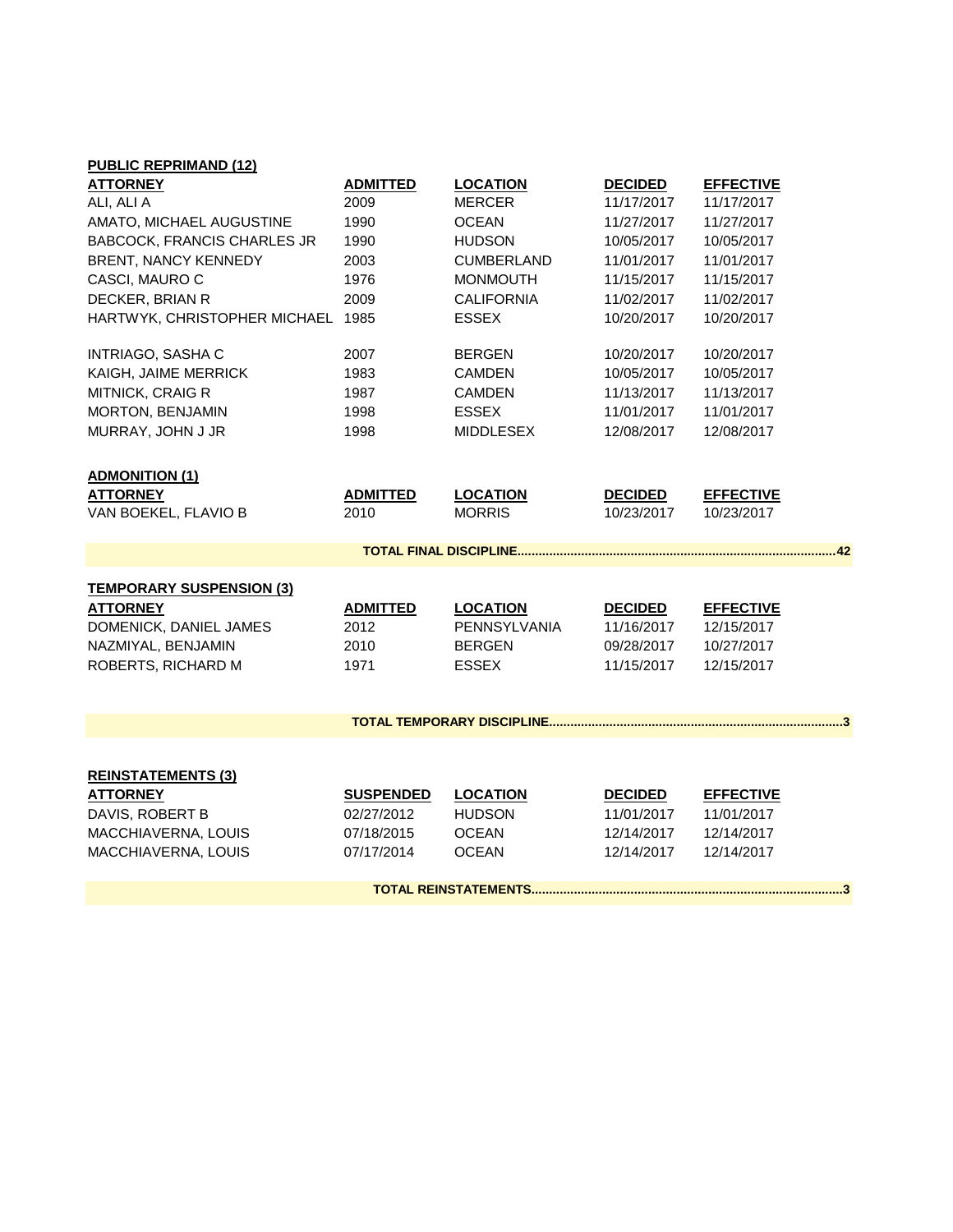**PUBLIC REPRIMAND (12)**

| ATTORNEY | ADMITTED | LOCATION | DECIDED | EFFECTIVE |
|---|---|---|---|---|
| ALI, ALI A | 2009 | MERCER | 11/17/2017 | 11/17/2017 |
| AMATO, MICHAEL AUGUSTINE | 1990 | OCEAN | 11/27/2017 | 11/27/2017 |
| BABCOCK, FRANCIS CHARLES JR | 1990 | HUDSON | 10/05/2017 | 10/05/2017 |
| BRENT, NANCY KENNEDY | 2003 | CUMBERLAND | 11/01/2017 | 11/01/2017 |
| CASCI, MAURO C | 1976 | MONMOUTH | 11/15/2017 | 11/15/2017 |
| DECKER, BRIAN R | 2009 | CALIFORNIA | 11/02/2017 | 11/02/2017 |
| HARTWYK, CHRISTOPHER MICHAEL | 1985 | ESSEX | 10/20/2017 | 10/20/2017 |
| INTRIAGO, SASHA C | 2007 | BERGEN | 10/20/2017 | 10/20/2017 |
| KAIGH, JAIME MERRICK | 1983 | CAMDEN | 10/05/2017 | 10/05/2017 |
| MITNICK, CRAIG R | 1987 | CAMDEN | 11/13/2017 | 11/13/2017 |
| MORTON, BENJAMIN | 1998 | ESSEX | 11/01/2017 | 11/01/2017 |
| MURRAY, JOHN J JR | 1998 | MIDDLESEX | 12/08/2017 | 12/08/2017 |

**ADMONITION (1)**

| ATTORNEY | ADMITTED | LOCATION | DECIDED | EFFECTIVE |
|---|---|---|---|---|
| VAN BOEKEL, FLAVIO B | 2010 | MORRIS | 10/23/2017 | 10/23/2017 |

**TOTAL FINAL DISCIPLINE........................................................................................42**

**TEMPORARY SUSPENSION (3)**

| ATTORNEY | ADMITTED | LOCATION | DECIDED | EFFECTIVE |
|---|---|---|---|---|
| DOMENICK, DANIEL JAMES | 2012 | PENNSYLVANIA | 11/16/2017 | 12/15/2017 |
| NAZMIYAL, BENJAMIN | 2010 | BERGEN | 09/28/2017 | 10/27/2017 |
| ROBERTS, RICHARD M | 1971 | ESSEX | 11/15/2017 | 12/15/2017 |

**TOTAL TEMPORARY DISCIPLINE..................................................................................3**

**REINSTATEMENTS (3)**

| ATTORNEY | SUSPENDED | LOCATION | DECIDED | EFFECTIVE |
|---|---|---|---|---|
| DAVIS, ROBERT B | 02/27/2012 | HUDSON | 11/01/2017 | 11/01/2017 |
| MACCHIAVERNA, LOUIS | 07/18/2015 | OCEAN | 12/14/2017 | 12/14/2017 |
| MACCHIAVERNA, LOUIS | 07/17/2014 | OCEAN | 12/14/2017 | 12/14/2017 |

**TOTAL REINSTATEMENTS.......................................................................................3**